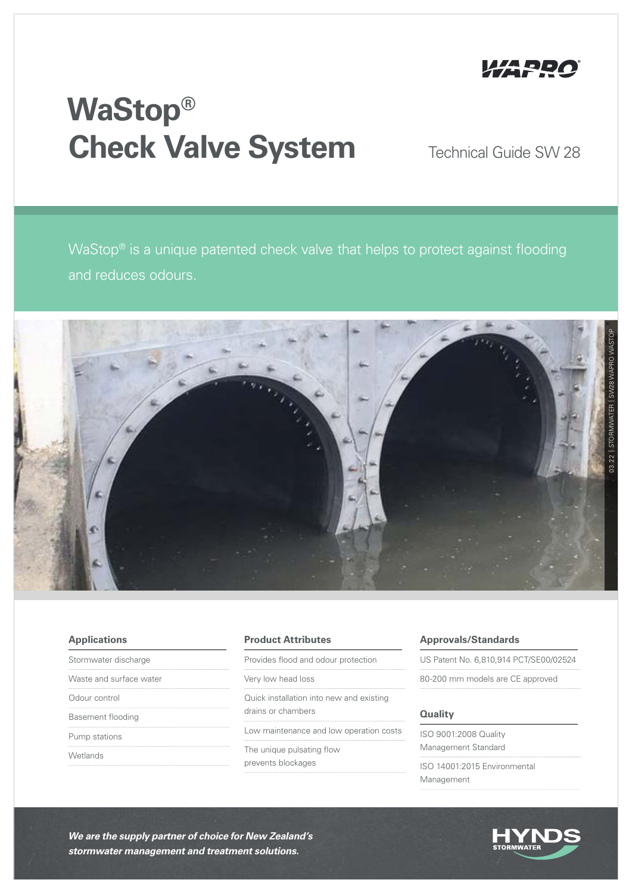WAPRO

# WaStop® Check Valve System

Technical Guide SW 28

WaStop® is a unique patented check valve that helps to protect against flooding and reduces odours.

03.22 | STORMWATER | SW28 WAPRO WASTOP

### Applications

- Stormwater discharge
- Waste and surface water
- Odour control
- Basement flooding
- Pump stations
- Wetlands

### Product Attributes

- Provides flood and odour protection
- Very low head loss
- Quick installation into new and existing drains or chambers
- Low maintenance and low operation costs
- The unique pulsating flow prevents blockages

### Approvals/Standards

- US Patent No. 6,810,914 PCT/SE00/02524
- 80-200 mm models are CE approved

### Quality

- ISO 9001:2008 Quality Management Standard
- ISO 14001:2015 Environmental Management

***We are the supply partner of choice for New Zealand's stormwater management and treatment solutions.***

HYNDS STORMWATER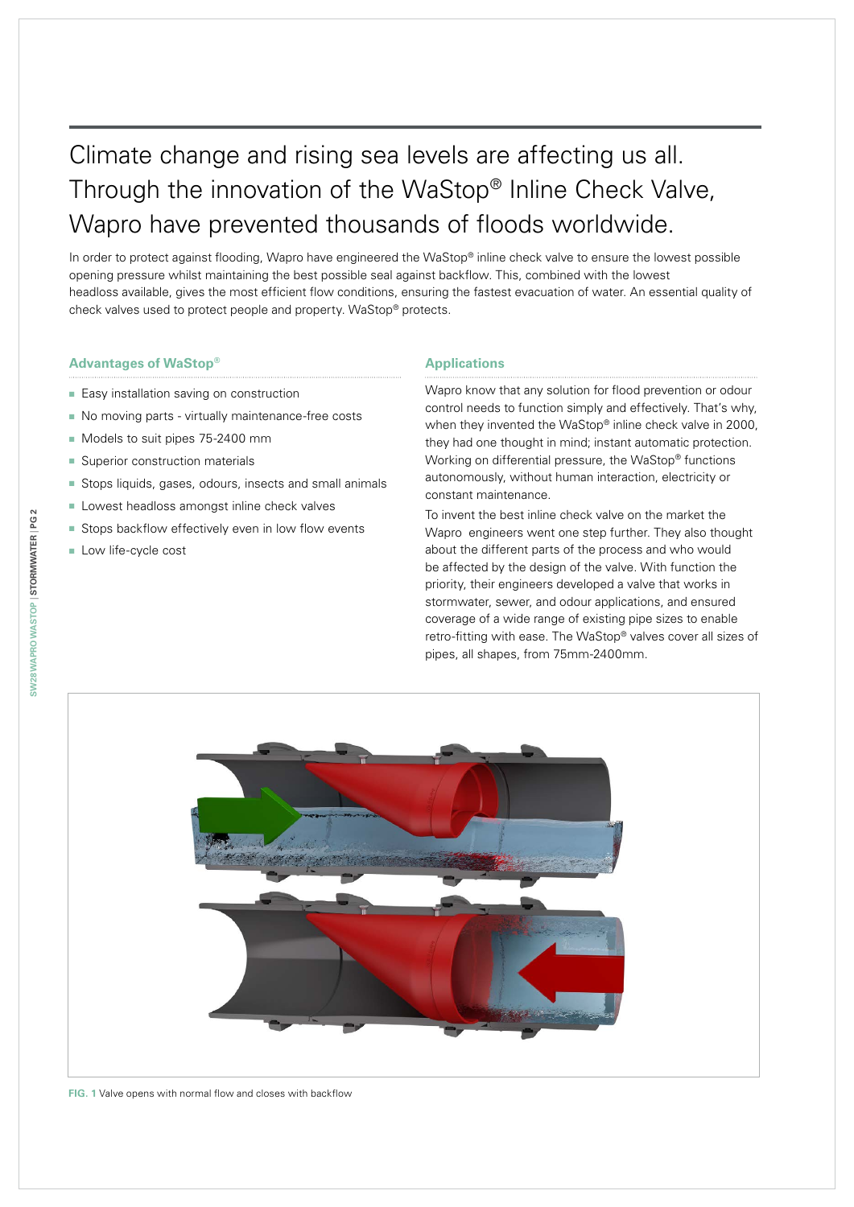# Climate change and rising sea levels are affecting us all. Through the innovation of the WaStop® Inline Check Valve, Wapro have prevented thousands of floods worldwide.

In order to protect against flooding, Wapro have engineered the WaStop® inline check valve to ensure the lowest possible opening pressure whilst maintaining the best possible seal against backflow. This, combined with the lowest headloss available, gives the most efficient flow conditions, ensuring the fastest evacuation of water. An essential quality of check valves used to protect people and property. WaStop® protects.

## Advantages of WaStop®

- Easy installation saving on construction
- No moving parts - virtually maintenance-free costs
- Models to suit pipes 75-2400 mm
- Superior construction materials
- Stops liquids, gases, odours, insects and small animals
- Lowest headloss amongst inline check valves
- Stops backflow effectively even in low flow events
- Low life-cycle cost

## Applications

Wapro know that any solution for flood prevention or odour control needs to function simply and effectively. That's why, when they invented the WaStop® inline check valve in 2000, they had one thought in mind; instant automatic protection. Working on differential pressure, the WaStop® functions autonomously, without human interaction, electricity or constant maintenance.

To invent the best inline check valve on the market the Wapro engineers went one step further. They also thought about the different parts of the process and who would be affected by the design of the valve. With function the priority, their engineers developed a valve that works in stormwater, sewer, and odour applications, and ensured coverage of a wide range of existing pipe sizes to enable retro-fitting with ease. The WaStop® valves cover all sizes of pipes, all shapes, from 75mm-2400mm.

FIG. 1 Valve opens with normal flow and closes with backflow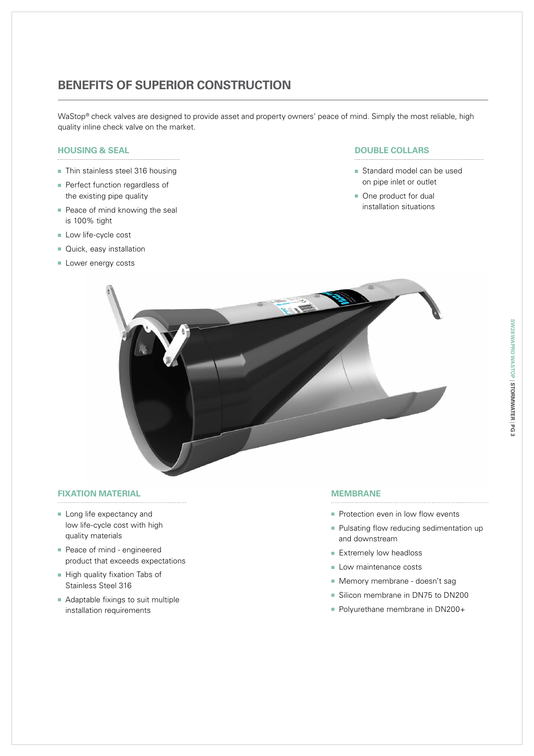## BENEFITS OF SUPERIOR CONSTRUCTION

WaStop® check valves are designed to provide asset and property owners' peace of mind. Simply the most reliable, high quality inline check valve on the market.

### HOUSING & SEAL

- Thin stainless steel 316 housing
- Perfect function regardless of the existing pipe quality
- Peace of mind knowing the seal is 100% tight
- Low life-cycle cost
- Quick, easy installation
- Lower energy costs

### DOUBLE COLLARS

- Standard model can be used on pipe inlet or outlet
- One product for dual installation situations

### FIXATION MATERIAL

- Long life expectancy and low life-cycle cost with high quality materials
- Peace of mind - engineered product that exceeds expectations
- High quality fixation Tabs of Stainless Steel 316
- Adaptable fixings to suit multiple installation requirements

### MEMBRANE

- Protection even in low flow events
- Pulsating flow reducing sedimentation up and downstream
- Extremely low headloss
- Low maintenance costs
- Memory membrane - doesn't sag
- Silicon membrane in DN75 to DN200
- Polyurethane membrane in DN200+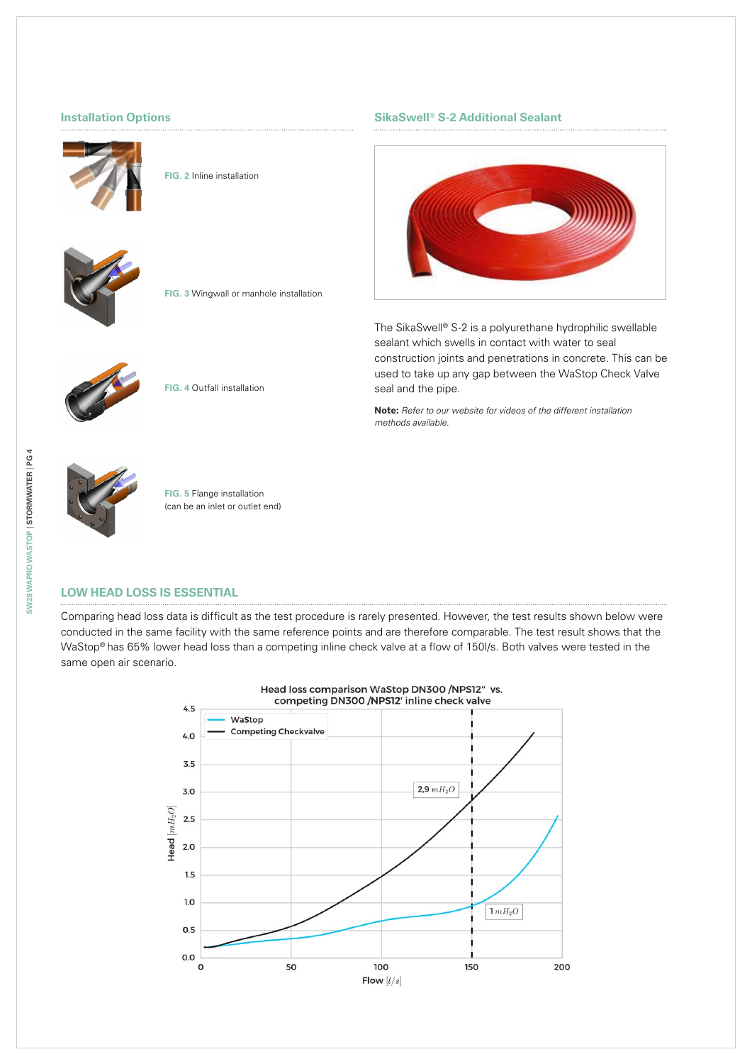## Installation Options

FIG. 2 Inline installation

FIG. 3 Wingwall or manhole installation

FIG. 4 Outfall installation

FIG. 5 Flange installation
(can be an inlet or outlet end)

## SikaSwell® S-2 Additional Sealant

The SikaSwell® S-2 is a polyurethane hydrophilic swellable sealant which swells in contact with water to seal construction joints and penetrations in concrete. This can be used to take up any gap between the WaStop Check Valve seal and the pipe.

**Note:** *Refer to our website for videos of the different installation methods available.*

## LOW HEAD LOSS IS ESSENTIAL

Comparing head loss data is difficult as the test procedure is rarely presented. However, the test results shown below were conducted in the same facility with the same reference points and are therefore comparable. The test result shows that the WaStop® has 65% lower head loss than a competing inline check valve at a flow of 150l/s. Both valves were tested in the same open air scenario.

Head loss comparison WaStop DN300 /NPS12" vs. competing DN300 /NPS12' inline check valve

WaStop
Competing Checkvalve

2,9 $mH_2O$

1 $mH_2O$

Head $[mH_2O]$

4.5
4.0
3.5
3.0
2.5
2.0
1.5
1.0
0.5
0.0

0
50
100
150
200

Flow $[l/s]$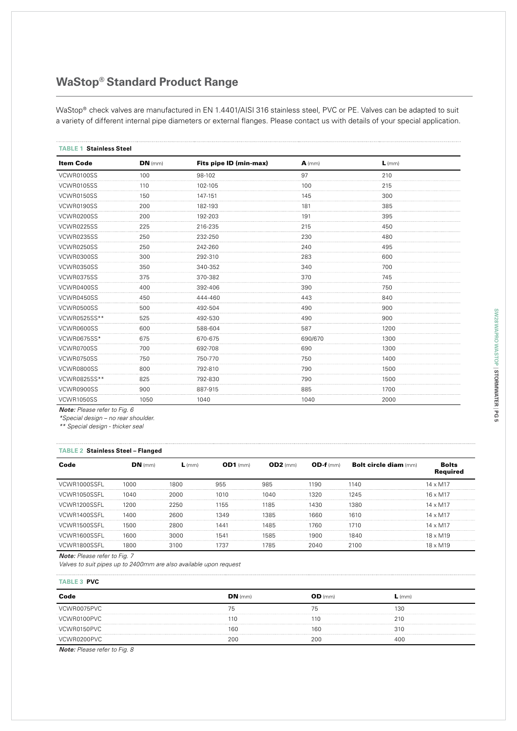# WaStop® Standard Product Range

WaStop® check valves are manufactured in EN 1.4401/AISI 316 stainless steel, PVC or PE. Valves can be adapted to suit a variety of different internal pipe diameters or external flanges. Please contact us with details of your special application.

**TABLE 1 Stainless Steel**

| Item Code | DN (mm) | Fits pipe ID (min-max) | A (mm) | L (mm) |
|---|---|---|---|---|
| VCWR0100SS | 100 | 98-102 | 97 | 210 |
| VCWR0105SS | 110 | 102-105 | 100 | 215 |
| VCWR0150SS | 150 | 147-151 | 145 | 300 |
| VCWR0190SS | 200 | 182-193 | 181 | 385 |
| VCWR0200SS | 200 | 192-203 | 191 | 395 |
| VCWR0225SS | 225 | 216-235 | 215 | 450 |
| VCWR0235SS | 250 | 232-250 | 230 | 480 |
| VCWR0250SS | 250 | 242-260 | 240 | 495 |
| VCWR0300SS | 300 | 292-310 | 283 | 600 |
| VCWR0350SS | 350 | 340-352 | 340 | 700 |
| VCWR0375SS | 375 | 370-382 | 370 | 745 |
| VCWR0400SS | 400 | 392-406 | 390 | 750 |
| VCWR0450SS | 450 | 444-460 | 443 | 840 |
| VCWR0500SS | 500 | 492-504 | 490 | 900 |
| VCWR0525SS** | 525 | 492-530 | 490 | 900 |
| VCWR0600SS | 600 | 588-604 | 587 | 1200 |
| VCWR0675SS* | 675 | 670-675 | 690/670 | 1300 |
| VCWR0700SS | 700 | 692-708 | 690 | 1300 |
| VCWR0750SS | 750 | 750-770 | 750 | 1400 |
| VCWR0800SS | 800 | 792-810 | 790 | 1500 |
| VCWR0825SS** | 825 | 792-830 | 790 | 1500 |
| VCWR0900SS | 900 | 887-915 | 885 | 1700 |
| VCWR1050SS | 1050 | 1040 | 1040 | 2000 |

***Note:*** *Please refer to Fig. 6*

**Special design – no rear shoulder.*

*** Special design - thicker seal*

**TABLE 2 Stainless Steel – Flanged**

| Code | DN (mm) | L (mm) | OD1 (mm) | OD2 (mm) | OD-f (mm) | Bolt circle diam (mm) | Bolts Required |
|---|---|---|---|---|---|---|---|
| VCWR1000SSFL | 1000 | 1800 | 955 | 985 | 1190 | 1140 | 14 x M17 |
| VCWR1050SSFL | 1040 | 2000 | 1010 | 1040 | 1320 | 1245 | 16 x M17 |
| VCWR1200SSFL | 1200 | 2250 | 1155 | 1185 | 1430 | 1380 | 14 x M17 |
| VCWR1400SSFL | 1400 | 2600 | 1349 | 1385 | 1660 | 1610 | 14 x M17 |
| VCWR1500SSFL | 1500 | 2800 | 1441 | 1485 | 1760 | 1710 | 14 x M17 |
| VCWR1600SSFL | 1600 | 3000 | 1541 | 1585 | 1900 | 1840 | 18 x M19 |
| VCWR1800SSFL | 1800 | 3100 | 1737 | 1785 | 2040 | 2100 | 18 x M19 |

***Note:*** *Please refer to Fig. 7*

*Valves to suit pipes up to 2400mm are also available upon request*

**TABLE 3 PVC**

| Code | DN (mm) | OD (mm) | L (mm) |
|---|---|---|---|
| VCWR0075PVC | 75 | 75 | 130 |
| VCWR0100PVC | 110 | 110 | 210 |
| VCWR0150PVC | 160 | 160 | 310 |
| VCWR0200PVC | 200 | 200 | 400 |

***Note:*** *Please refer to Fig. 8*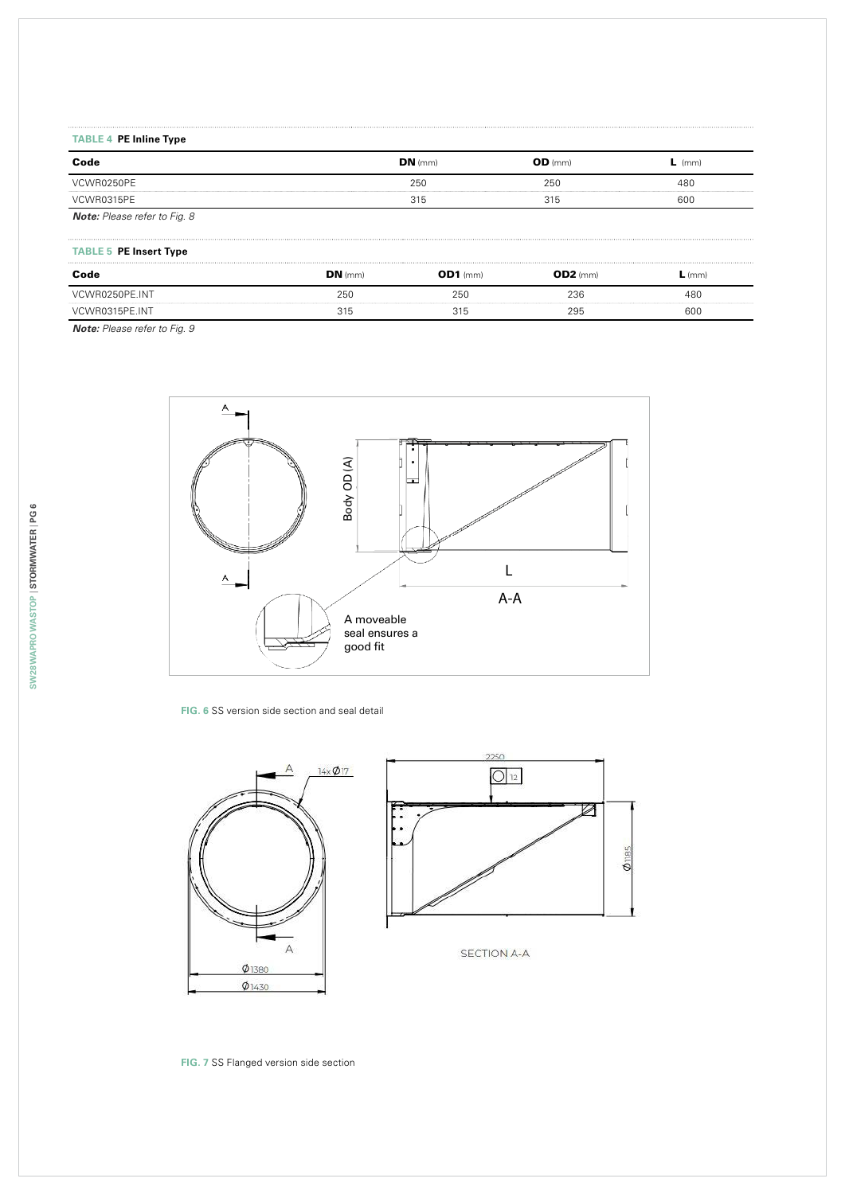**TABLE 4 PE Inline Type**

| Code | DN (mm) | OD (mm) | L (mm) |
|---|---|---|---|
| VCWR0250PE | 250 | 250 | 480 |
| VCWR0315PE | 315 | 315 | 600 |

***Note:*** *Please refer to Fig. 8*

**TABLE 5 PE Insert Type**

| Code | DN (mm) | OD1 (mm) | OD2 (mm) | L (mm) |
|---|---|---|---|---|
| VCWR0250PE.INT | 250 | 250 | 236 | 480 |
| VCWR0315PE.INT | 315 | 315 | 295 | 600 |

***Note:*** *Please refer to Fig. 9*

FIG. 6 SS version side section and seal detail

FIG. 7 SS Flanged version side section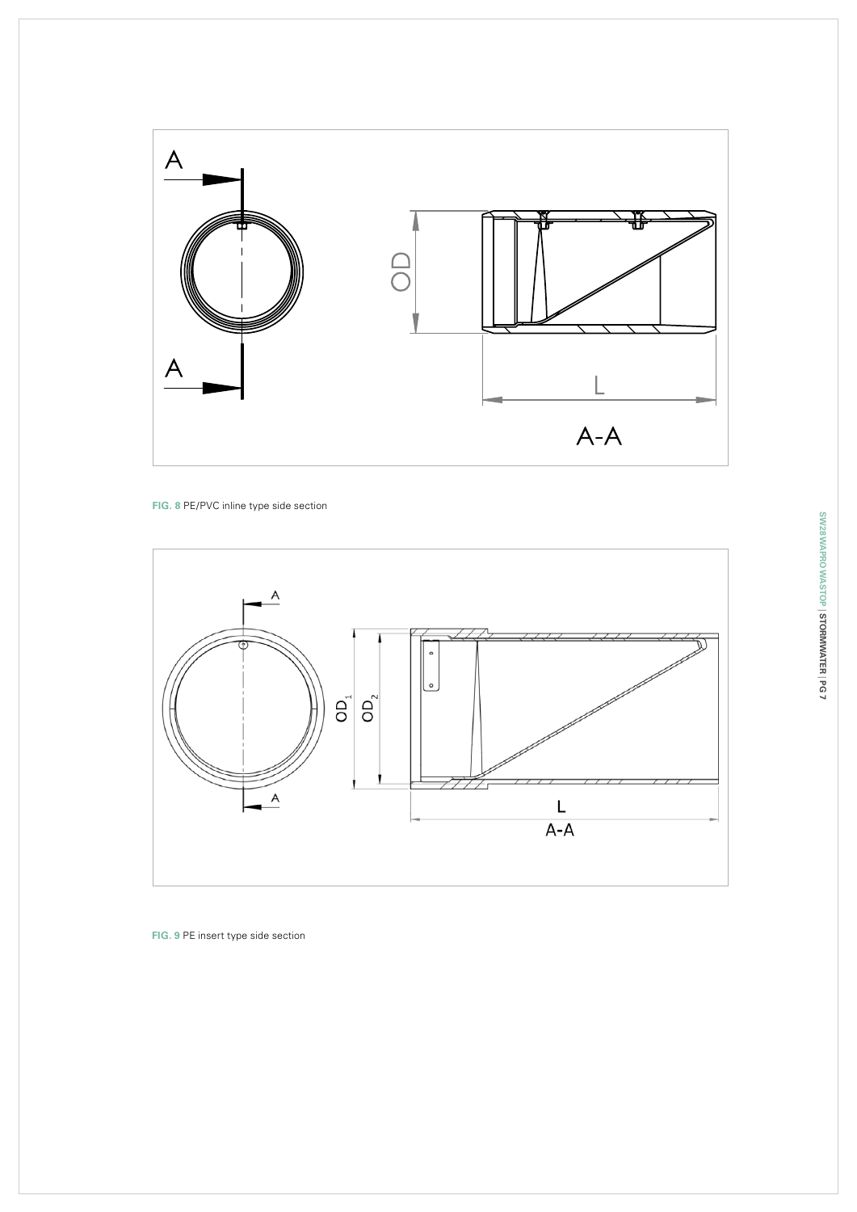**FIG. 8** PE/PVC inline type side section

**FIG. 9** PE insert type side section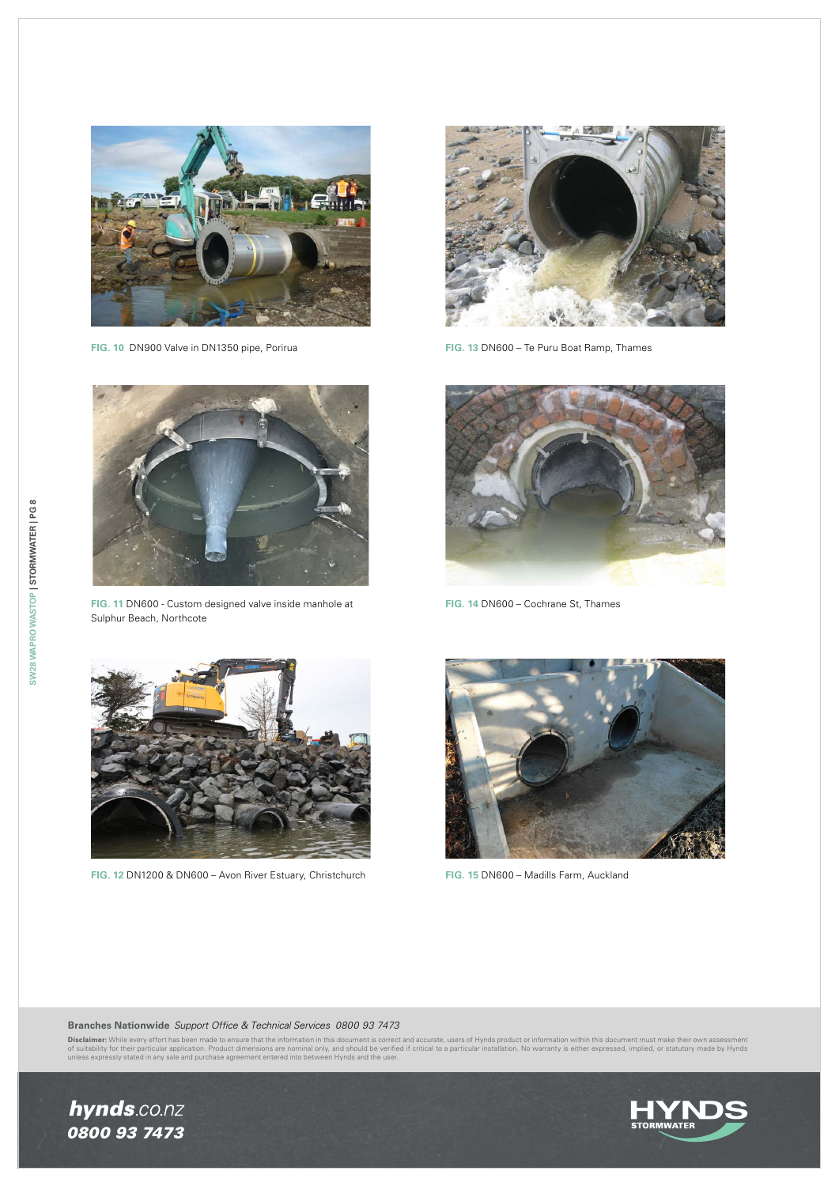FIG. 10 DN900 Valve in DN1350 pipe, Porirua

FIG. 13 DN600 – Te Puru Boat Ramp, Thames

FIG. 11 DN600 - Custom designed valve inside manhole at Sulphur Beach, Northcote

FIG. 14 DN600 – Cochrane St, Thames

FIG. 12 DN1200 & DN600 – Avon River Estuary, Christchurch

FIG. 15 DN600 – Madills Farm, Auckland

**Branches Nationwide** *Support Office & Technical Services 0800 93 7473*

**Disclaimer:** While every effort has been made to ensure that the information in this document is correct and accurate, users of Hynds product or information within this document must make their own assessment of suitability for their particular application. Product dimensions are nominal only, and should be verified if critical to a particular installation. No warranty is either expressed, implied, or statutory made by Hynds unless expressly stated in any sale and purchase agreement entered into between Hynds and the user.

**hynds.co.nz**
**0800 93 7473**

HYNDS STORMWATER